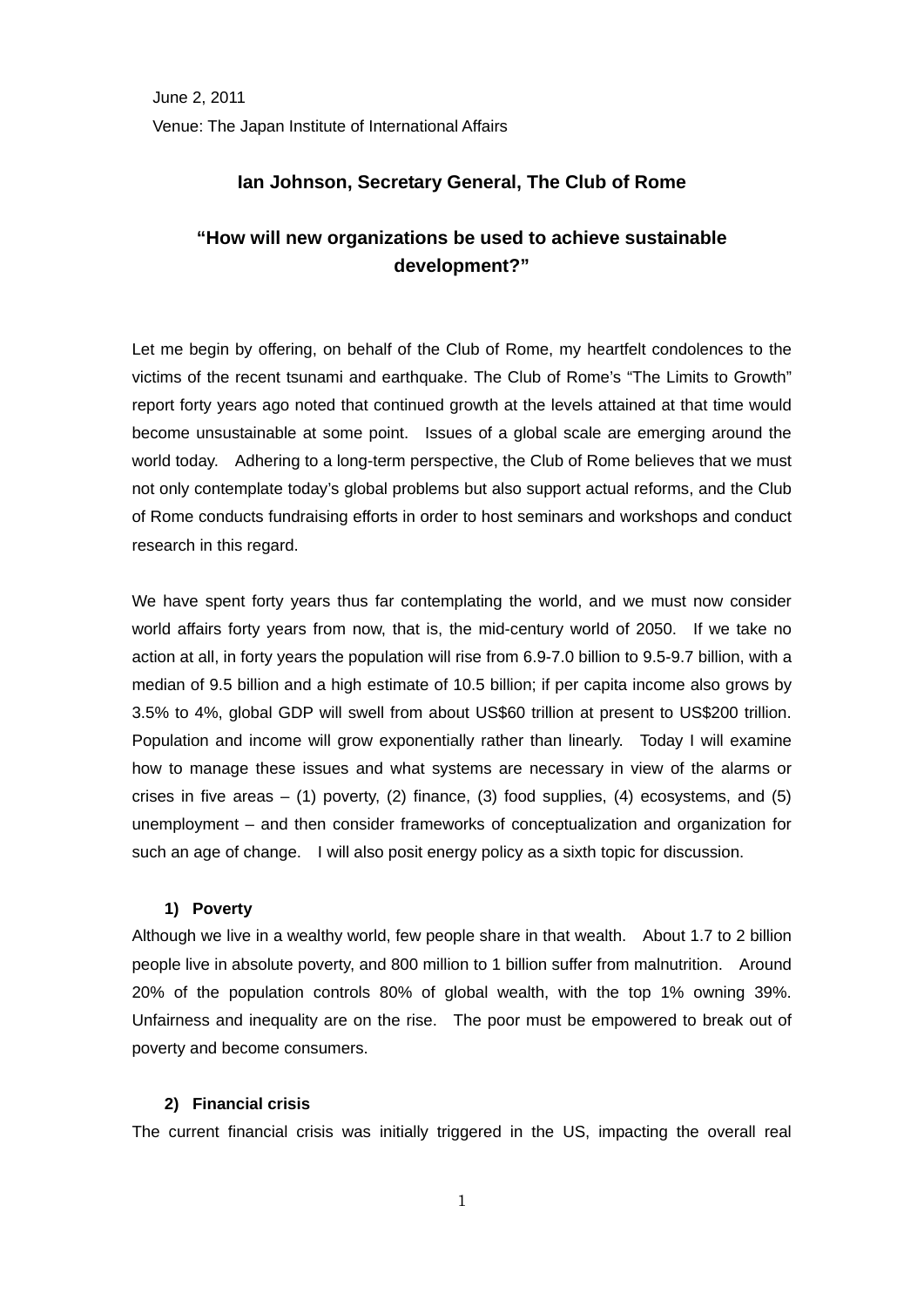June 2, 2011

Venue: The Japan Institute of International Affairs

## Ian Johnson, Secretary General, The Club of Rome

## "How will new organizations be used to achieve sustainable development?"

Let me begin by offering, on behalf of the Club of Rome, my heartfelt condolences to the victims of the recent tsunami and earthquake. The Club of Rome's "The Limits to Growth" report forty years ago noted that continued growth at the levels attained at that time would become unsustainable at some point. Issues of a global scale are emerging around the world today. Adhering to a long-term perspective, the Club of Rome believes that we must not only contemplate today's global problems but also support actual reforms, and the Club of Rome conducts fundraising efforts in order to host seminars and workshops and conduct research in this regard.

We have spent forty years thus far contemplating the world, and we must now consider world affairs forty years from now, that is, the mid-century world of 2050. If we take no action at all, in forty years the population will rise from 6.9-7.0 billion to 9.5-9.7 billion, with a median of 9.5 billion and a high estimate of 10.5 billion; if per capita income also grows by 3.5% to 4%, global GDP will swell from about US$60 trillion at present to US$200 trillion. Population and income will grow exponentially rather than linearly. Today I will examine how to manage these issues and what systems are necessary in view of the alarms or crises in five areas – (1) poverty, (2) finance, (3) food supplies, (4) ecosystems, and (5) unemployment – and then consider frameworks of conceptualization and organization for such an age of change. I will also posit energy policy as a sixth topic for discussion.

### 1) Poverty

Although we live in a wealthy world, few people share in that wealth. About 1.7 to 2 billion people live in absolute poverty, and 800 million to 1 billion suffer from malnutrition. Around 20% of the population controls 80% of global wealth, with the top 1% owning 39%. Unfairness and inequality are on the rise. The poor must be empowered to break out of poverty and become consumers.

### 2) Financial crisis

The current financial crisis was initially triggered in the US, impacting the overall real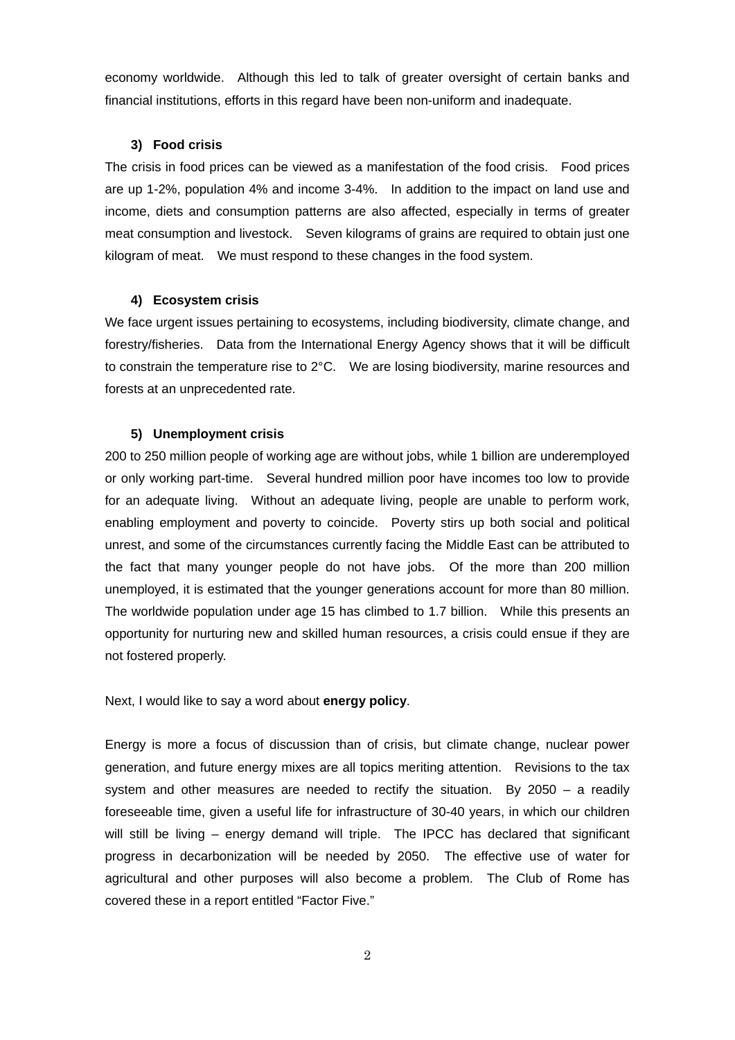economy worldwide. Although this led to talk of greater oversight of certain banks and financial institutions, efforts in this regard have been non-uniform and inadequate.

**3) Food crisis**

The crisis in food prices can be viewed as a manifestation of the food crisis. Food prices are up 1-2%, population 4% and income 3-4%. In addition to the impact on land use and income, diets and consumption patterns are also affected, especially in terms of greater meat consumption and livestock. Seven kilograms of grains are required to obtain just one kilogram of meat. We must respond to these changes in the food system.

**4) Ecosystem crisis**

We face urgent issues pertaining to ecosystems, including biodiversity, climate change, and forestry/fisheries. Data from the International Energy Agency shows that it will be difficult to constrain the temperature rise to 2°C. We are losing biodiversity, marine resources and forests at an unprecedented rate.

**5) Unemployment crisis**

200 to 250 million people of working age are without jobs, while 1 billion are underemployed or only working part-time. Several hundred million poor have incomes too low to provide for an adequate living. Without an adequate living, people are unable to perform work, enabling employment and poverty to coincide. Poverty stirs up both social and political unrest, and some of the circumstances currently facing the Middle East can be attributed to the fact that many younger people do not have jobs. Of the more than 200 million unemployed, it is estimated that the younger generations account for more than 80 million. The worldwide population under age 15 has climbed to 1.7 billion. While this presents an opportunity for nurturing new and skilled human resources, a crisis could ensue if they are not fostered properly.

Next, I would like to say a word about **energy policy**.

Energy is more a focus of discussion than of crisis, but climate change, nuclear power generation, and future energy mixes are all topics meriting attention. Revisions to the tax system and other measures are needed to rectify the situation. By 2050 – a readily foreseeable time, given a useful life for infrastructure of 30-40 years, in which our children will still be living – energy demand will triple. The IPCC has declared that significant progress in decarbonization will be needed by 2050. The effective use of water for agricultural and other purposes will also become a problem. The Club of Rome has covered these in a report entitled "Factor Five."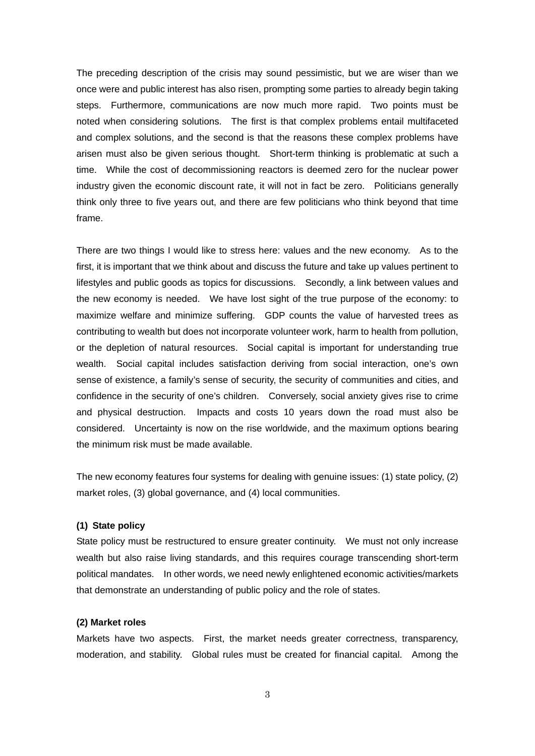The preceding description of the crisis may sound pessimistic, but we are wiser than we once were and public interest has also risen, prompting some parties to already begin taking steps. Furthermore, communications are now much more rapid. Two points must be noted when considering solutions. The first is that complex problems entail multifaceted and complex solutions, and the second is that the reasons these complex problems have arisen must also be given serious thought. Short-term thinking is problematic at such a time. While the cost of decommissioning reactors is deemed zero for the nuclear power industry given the economic discount rate, it will not in fact be zero. Politicians generally think only three to five years out, and there are few politicians who think beyond that time frame.

There are two things I would like to stress here: values and the new economy. As to the first, it is important that we think about and discuss the future and take up values pertinent to lifestyles and public goods as topics for discussions. Secondly, a link between values and the new economy is needed. We have lost sight of the true purpose of the economy: to maximize welfare and minimize suffering. GDP counts the value of harvested trees as contributing to wealth but does not incorporate volunteer work, harm to health from pollution, or the depletion of natural resources. Social capital is important for understanding true wealth. Social capital includes satisfaction deriving from social interaction, one's own sense of existence, a family's sense of security, the security of communities and cities, and confidence in the security of one's children. Conversely, social anxiety gives rise to crime and physical destruction. Impacts and costs 10 years down the road must also be considered. Uncertainty is now on the rise worldwide, and the maximum options bearing the minimum risk must be made available.

The new economy features four systems for dealing with genuine issues: (1) state policy, (2) market roles, (3) global governance, and (4) local communities.

**(1) State policy**

State policy must be restructured to ensure greater continuity. We must not only increase wealth but also raise living standards, and this requires courage transcending short-term political mandates. In other words, we need newly enlightened economic activities/markets that demonstrate an understanding of public policy and the role of states.

**(2) Market roles**

Markets have two aspects. First, the market needs greater correctness, transparency, moderation, and stability. Global rules must be created for financial capital. Among the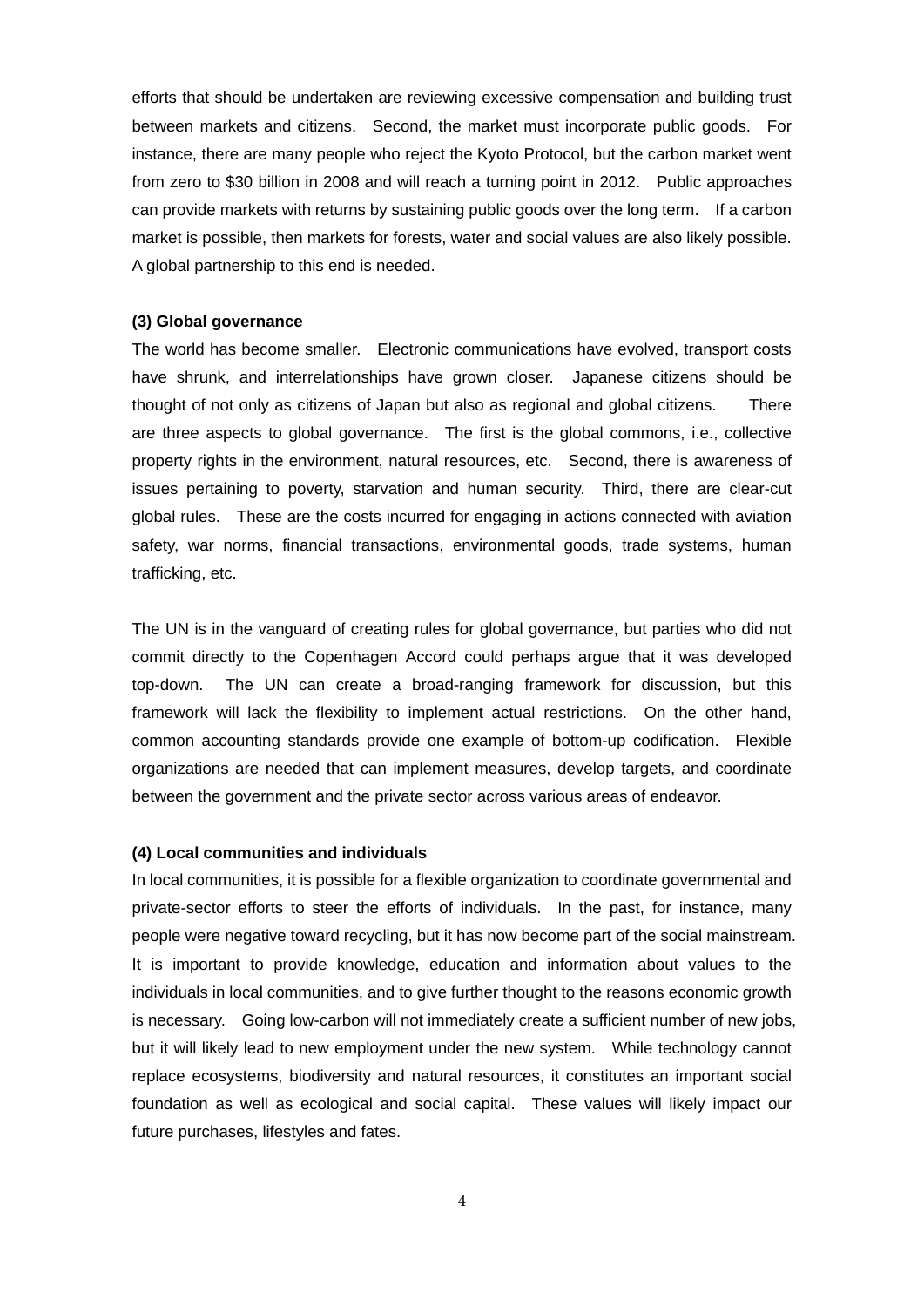efforts that should be undertaken are reviewing excessive compensation and building trust between markets and citizens. Second, the market must incorporate public goods. For instance, there are many people who reject the Kyoto Protocol, but the carbon market went from zero to $30 billion in 2008 and will reach a turning point in 2012. Public approaches can provide markets with returns by sustaining public goods over the long term. If a carbon market is possible, then markets for forests, water and social values are also likely possible. A global partnership to this end is needed.

**(3) Global governance**

The world has become smaller. Electronic communications have evolved, transport costs have shrunk, and interrelationships have grown closer. Japanese citizens should be thought of not only as citizens of Japan but also as regional and global citizens. There are three aspects to global governance. The first is the global commons, i.e., collective property rights in the environment, natural resources, etc. Second, there is awareness of issues pertaining to poverty, starvation and human security. Third, there are clear-cut global rules. These are the costs incurred for engaging in actions connected with aviation safety, war norms, financial transactions, environmental goods, trade systems, human trafficking, etc.

The UN is in the vanguard of creating rules for global governance, but parties who did not commit directly to the Copenhagen Accord could perhaps argue that it was developed top-down. The UN can create a broad-ranging framework for discussion, but this framework will lack the flexibility to implement actual restrictions. On the other hand, common accounting standards provide one example of bottom-up codification. Flexible organizations are needed that can implement measures, develop targets, and coordinate between the government and the private sector across various areas of endeavor.

**(4) Local communities and individuals**

In local communities, it is possible for a flexible organization to coordinate governmental and private-sector efforts to steer the efforts of individuals. In the past, for instance, many people were negative toward recycling, but it has now become part of the social mainstream. It is important to provide knowledge, education and information about values to the individuals in local communities, and to give further thought to the reasons economic growth is necessary. Going low-carbon will not immediately create a sufficient number of new jobs, but it will likely lead to new employment under the new system. While technology cannot replace ecosystems, biodiversity and natural resources, it constitutes an important social foundation as well as ecological and social capital. These values will likely impact our future purchases, lifestyles and fates.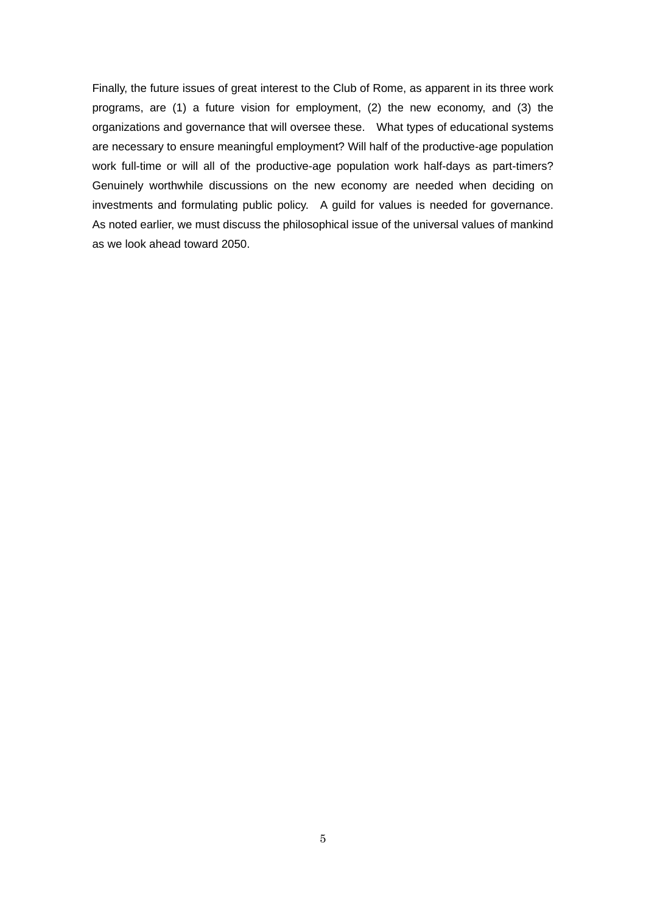Finally, the future issues of great interest to the Club of Rome, as apparent in its three work programs, are (1) a future vision for employment, (2) the new economy, and (3) the organizations and governance that will oversee these. What types of educational systems are necessary to ensure meaningful employment? Will half of the productive-age population work full-time or will all of the productive-age population work half-days as part-timers? Genuinely worthwhile discussions on the new economy are needed when deciding on investments and formulating public policy. A guild for values is needed for governance. As noted earlier, we must discuss the philosophical issue of the universal values of mankind as we look ahead toward 2050.